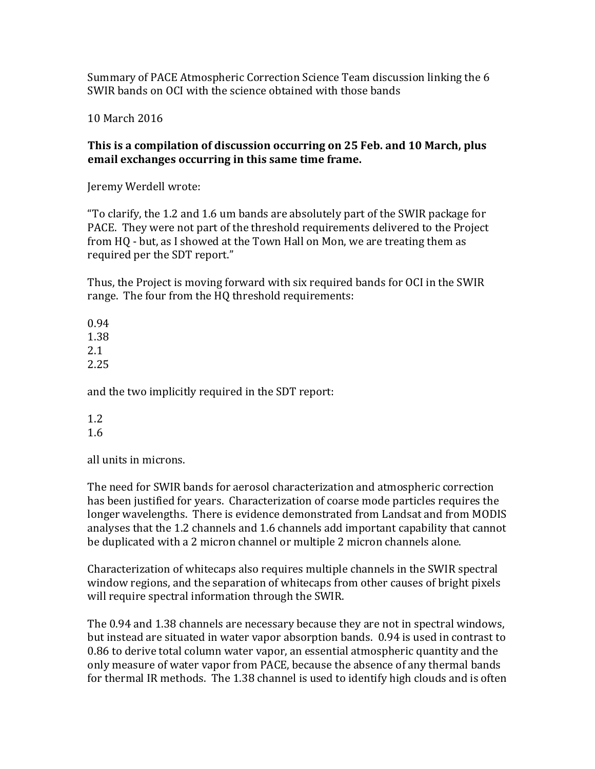Summary of PACE Atmospheric Correction Science Team discussion linking the 6 SWIR bands on OCI with the science obtained with those bands

10 March 2016

**This is a compilation of discussion occurring on 25 Feb. and 10 March, plus email exchanges occurring in this same time frame.**

Jeremy Werdell wrote:

"To clarify, the 1.2 and 1.6 um bands are absolutely part of the SWIR package for PACE. They were not part of the threshold requirements delivered to the Project from HQ - but, as I showed at the Town Hall on Mon, we are treating them as required per the SDT report."

Thus, the Project is moving forward with six required bands for OCI in the SWIR range. The four from the HQ threshold requirements:

0.94
1.38
2.1
2.25

and the two implicitly required in the SDT report:

1.2
1.6

all units in microns.

The need for SWIR bands for aerosol characterization and atmospheric correction has been justified for years. Characterization of coarse mode particles requires the longer wavelengths. There is evidence demonstrated from Landsat and from MODIS analyses that the 1.2 channels and 1.6 channels add important capability that cannot be duplicated with a 2 micron channel or multiple 2 micron channels alone.

Characterization of whitecaps also requires multiple channels in the SWIR spectral window regions, and the separation of whitecaps from other causes of bright pixels will require spectral information through the SWIR.

The 0.94 and 1.38 channels are necessary because they are not in spectral windows, but instead are situated in water vapor absorption bands. 0.94 is used in contrast to 0.86 to derive total column water vapor, an essential atmospheric quantity and the only measure of water vapor from PACE, because the absence of any thermal bands for thermal IR methods. The 1.38 channel is used to identify high clouds and is often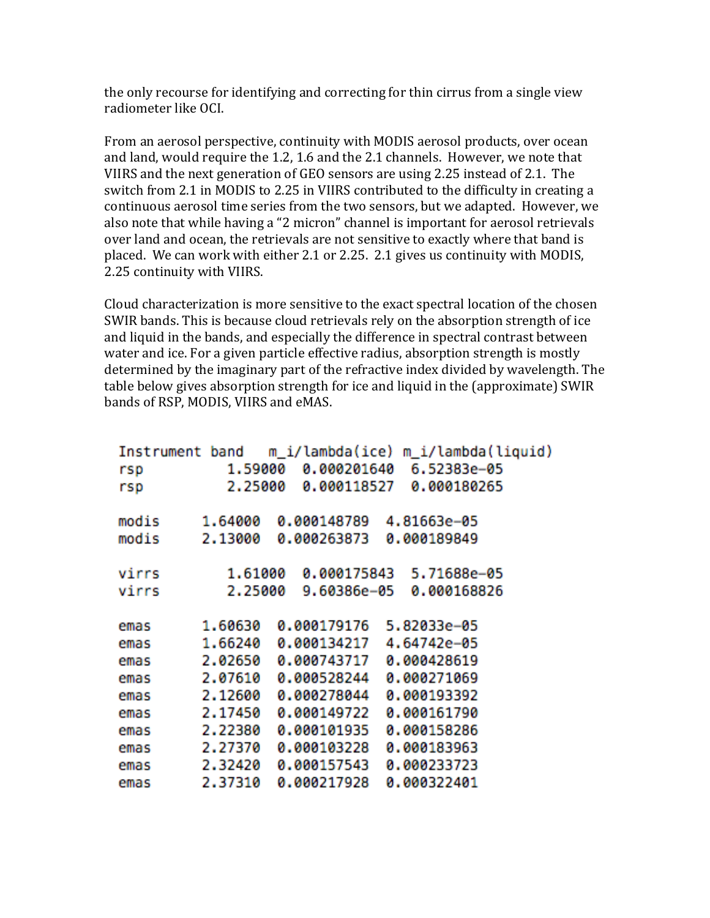the only recourse for identifying and correcting for thin cirrus from a single view radiometer like OCI.

From an aerosol perspective, continuity with MODIS aerosol products, over ocean and land, would require the 1.2, 1.6 and the 2.1 channels. However, we note that VIIRS and the next generation of GEO sensors are using 2.25 instead of 2.1. The switch from 2.1 in MODIS to 2.25 in VIIRS contributed to the difficulty in creating a continuous aerosol time series from the two sensors, but we adapted. However, we also note that while having a "2 micron" channel is important for aerosol retrievals over land and ocean, the retrievals are not sensitive to exactly where that band is placed. We can work with either 2.1 or 2.25. 2.1 gives us continuity with MODIS, 2.25 continuity with VIIRS.

Cloud characterization is more sensitive to the exact spectral location of the chosen SWIR bands. This is because cloud retrievals rely on the absorption strength of ice and liquid in the bands, and especially the difference in spectral contrast between water and ice. For a given particle effective radius, absorption strength is mostly determined by the imaginary part of the refractive index divided by wavelength. The table below gives absorption strength for ice and liquid in the (approximate) SWIR bands of RSP, MODIS, VIIRS and eMAS.

| Instrument | band | m_i/lambda(ice) | m_i/lambda(liquid) |
|---|---|---|---|
| rsp | 1.59000 | 0.000201640 | 6.52383e-05 |
| rsp | 2.25000 | 0.000118527 | 0.000180265 |
| modis | 1.64000 | 0.000148789 | 4.81663e-05 |
| modis | 2.13000 | 0.000263873 | 0.000189849 |
| virrs | 1.61000 | 0.000175843 | 5.71688e-05 |
| virrs | 2.25000 | 9.60386e-05 | 0.000168826 |
| emas | 1.60630 | 0.000179176 | 5.82033e-05 |
| emas | 1.66240 | 0.000134217 | 4.64742e-05 |
| emas | 2.02650 | 0.000743717 | 0.000428619 |
| emas | 2.07610 | 0.000528244 | 0.000271069 |
| emas | 2.12600 | 0.000278044 | 0.000193392 |
| emas | 2.17450 | 0.000149722 | 0.000161790 |
| emas | 2.22380 | 0.000101935 | 0.000158286 |
| emas | 2.27370 | 0.000103228 | 0.000183963 |
| emas | 2.32420 | 0.000157543 | 0.000233723 |
| emas | 2.37310 | 0.000217928 | 0.000322401 |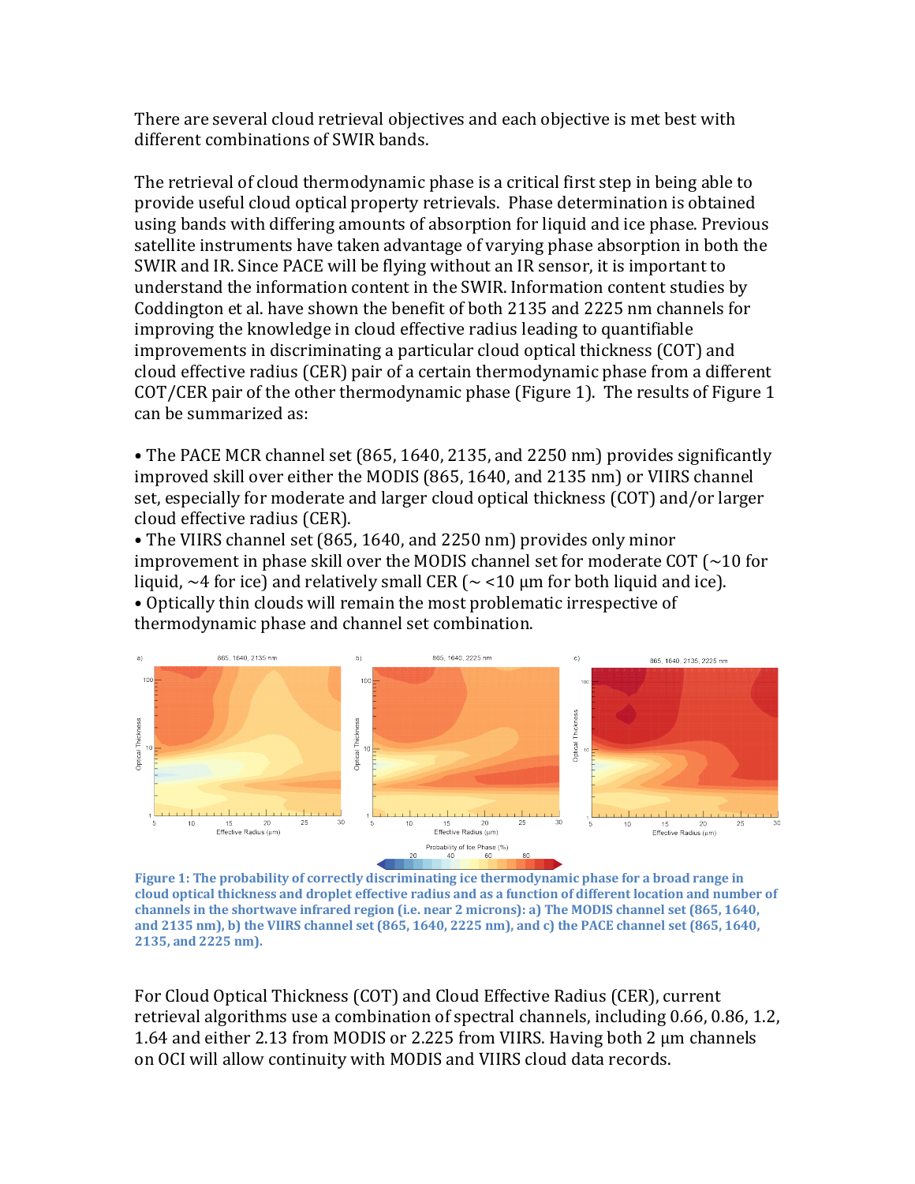There are several cloud retrieval objectives and each objective is met best with different combinations of SWIR bands.

The retrieval of cloud thermodynamic phase is a critical first step in being able to provide useful cloud optical property retrievals. Phase determination is obtained using bands with differing amounts of absorption for liquid and ice phase. Previous satellite instruments have taken advantage of varying phase absorption in both the SWIR and IR. Since PACE will be flying without an IR sensor, it is important to understand the information content in the SWIR. Information content studies by Coddington et al. have shown the benefit of both 2135 and 2225 nm channels for improving the knowledge in cloud effective radius leading to quantifiable improvements in discriminating a particular cloud optical thickness (COT) and cloud effective radius (CER) pair of a certain thermodynamic phase from a different COT/CER pair of the other thermodynamic phase (Figure 1). The results of Figure 1 can be summarized as:

- The PACE MCR channel set (865, 1640, 2135, and 2250 nm) provides significantly improved skill over either the MODIS (865, 1640, and 2135 nm) or VIIRS channel set, especially for moderate and larger cloud optical thickness (COT) and/or larger cloud effective radius (CER).
- The VIIRS channel set (865, 1640, and 2250 nm) provides only minor improvement in phase skill over the MODIS channel set for moderate COT (~10 for liquid, ~4 for ice) and relatively small CER (~ <10 μm for both liquid and ice).
- Optically thin clouds will remain the most problematic irrespective of thermodynamic phase and channel set combination.

**Figure 1: The probability of correctly discriminating ice thermodynamic phase for a broad range in cloud optical thickness and droplet effective radius and as a function of different location and number of channels in the shortwave infrared region (i.e. near 2 microns): a) The MODIS channel set (865, 1640, and 2135 nm), b) the VIIRS channel set (865, 1640, 2225 nm), and c) the PACE channel set (865, 1640, 2135, and 2225 nm).**

For Cloud Optical Thickness (COT) and Cloud Effective Radius (CER), current retrieval algorithms use a combination of spectral channels, including 0.66, 0.86, 1.2, 1.64 and either 2.13 from MODIS or 2.225 from VIIRS. Having both 2 μm channels on OCI will allow continuity with MODIS and VIIRS cloud data records.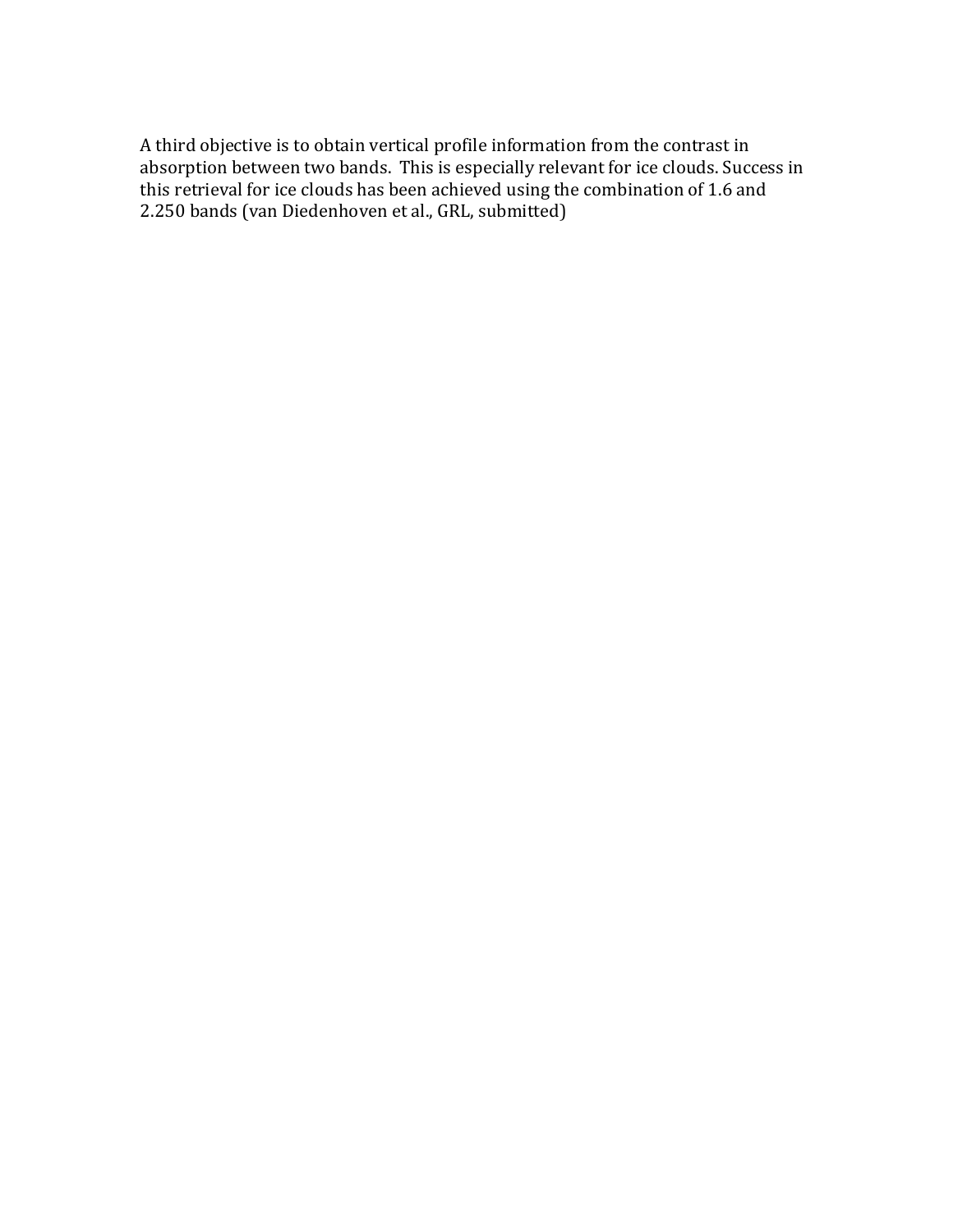A third objective is to obtain vertical profile information from the contrast in absorption between two bands. This is especially relevant for ice clouds. Success in this retrieval for ice clouds has been achieved using the combination of 1.6 and 2.250 bands (van Diedenhoven et al., GRL, submitted)